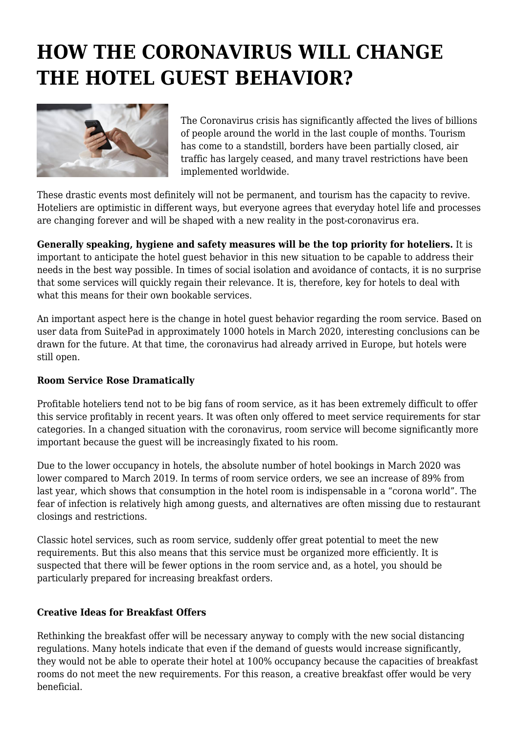# HOW THE CORONAVIRUS WILL CHANGE THE HOTEL GUEST BEHAVIOR?

The Coronavirus crisis has significantly affected the lives of billions of people around the world in the last couple of months. Tourism has come to a standstill, borders have been partially closed, air traffic has largely ceased, and many travel restrictions have been implemented worldwide.

These drastic events most definitely will not be permanent, and tourism has the capacity to revive. Hoteliers are optimistic in different ways, but everyone agrees that everyday hotel life and processes are changing forever and will be shaped with a new reality in the post-coronavirus era.

**Generally speaking, hygiene and safety measures will be the top priority for hoteliers.** It is important to anticipate the hotel guest behavior in this new situation to be capable to address their needs in the best way possible. In times of social isolation and avoidance of contacts, it is no surprise that some services will quickly regain their relevance. It is, therefore, key for hotels to deal with what this means for their own bookable services.

An important aspect here is the change in hotel guest behavior regarding the room service. Based on user data from SuitePad in approximately 1000 hotels in March 2020, interesting conclusions can be drawn for the future. At that time, the coronavirus had already arrived in Europe, but hotels were still open.

**Room Service Rose Dramatically**

Profitable hoteliers tend not to be big fans of room service, as it has been extremely difficult to offer this service profitably in recent years. It was often only offered to meet service requirements for star categories. In a changed situation with the coronavirus, room service will become significantly more important because the guest will be increasingly fixated to his room.

Due to the lower occupancy in hotels, the absolute number of hotel bookings in March 2020 was lower compared to March 2019. In terms of room service orders, we see an increase of 89% from last year, which shows that consumption in the hotel room is indispensable in a "corona world". The fear of infection is relatively high among guests, and alternatives are often missing due to restaurant closings and restrictions.

Classic hotel services, such as room service, suddenly offer great potential to meet the new requirements. But this also means that this service must be organized more efficiently. It is suspected that there will be fewer options in the room service and, as a hotel, you should be particularly prepared for increasing breakfast orders.

**Creative Ideas for Breakfast Offers**

Rethinking the breakfast offer will be necessary anyway to comply with the new social distancing regulations. Many hotels indicate that even if the demand of guests would increase significantly, they would not be able to operate their hotel at 100% occupancy because the capacities of breakfast rooms do not meet the new requirements. For this reason, a creative breakfast offer would be very beneficial.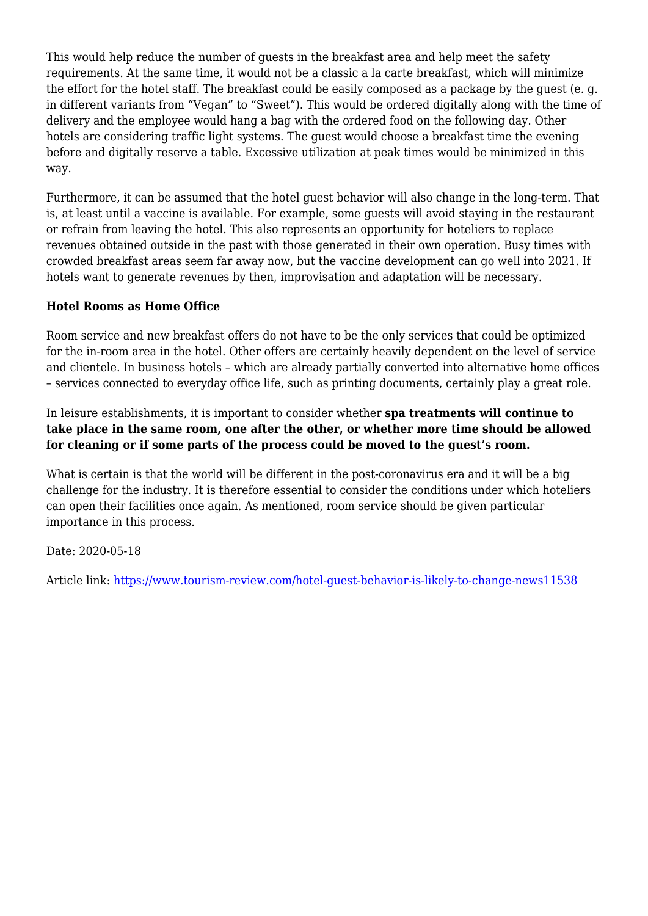This would help reduce the number of guests in the breakfast area and help meet the safety requirements. At the same time, it would not be a classic a la carte breakfast, which will minimize the effort for the hotel staff. The breakfast could be easily composed as a package by the guest (e. g. in different variants from "Vegan" to "Sweet"). This would be ordered digitally along with the time of delivery and the employee would hang a bag with the ordered food on the following day. Other hotels are considering traffic light systems. The guest would choose a breakfast time the evening before and digitally reserve a table. Excessive utilization at peak times would be minimized in this way.

Furthermore, it can be assumed that the hotel guest behavior will also change in the long-term. That is, at least until a vaccine is available. For example, some guests will avoid staying in the restaurant or refrain from leaving the hotel. This also represents an opportunity for hoteliers to replace revenues obtained outside in the past with those generated in their own operation. Busy times with crowded breakfast areas seem far away now, but the vaccine development can go well into 2021. If hotels want to generate revenues by then, improvisation and adaptation will be necessary.

**Hotel Rooms as Home Office**

Room service and new breakfast offers do not have to be the only services that could be optimized for the in-room area in the hotel. Other offers are certainly heavily dependent on the level of service and clientele. In business hotels – which are already partially converted into alternative home offices – services connected to everyday office life, such as printing documents, certainly play a great role.

In leisure establishments, it is important to consider whether **spa treatments will continue to take place in the same room, one after the other, or whether more time should be allowed for cleaning or if some parts of the process could be moved to the guest's room.**

What is certain is that the world will be different in the post-coronavirus era and it will be a big challenge for the industry. It is therefore essential to consider the conditions under which hoteliers can open their facilities once again. As mentioned, room service should be given particular importance in this process.

Date: 2020-05-18

Article link: [https://www.tourism-review.com/hotel-guest-behavior-is-likely-to-change-news11538](https://www.tourism-review.com/hotel-guest-behavior-is-likely-to-change-news11538)